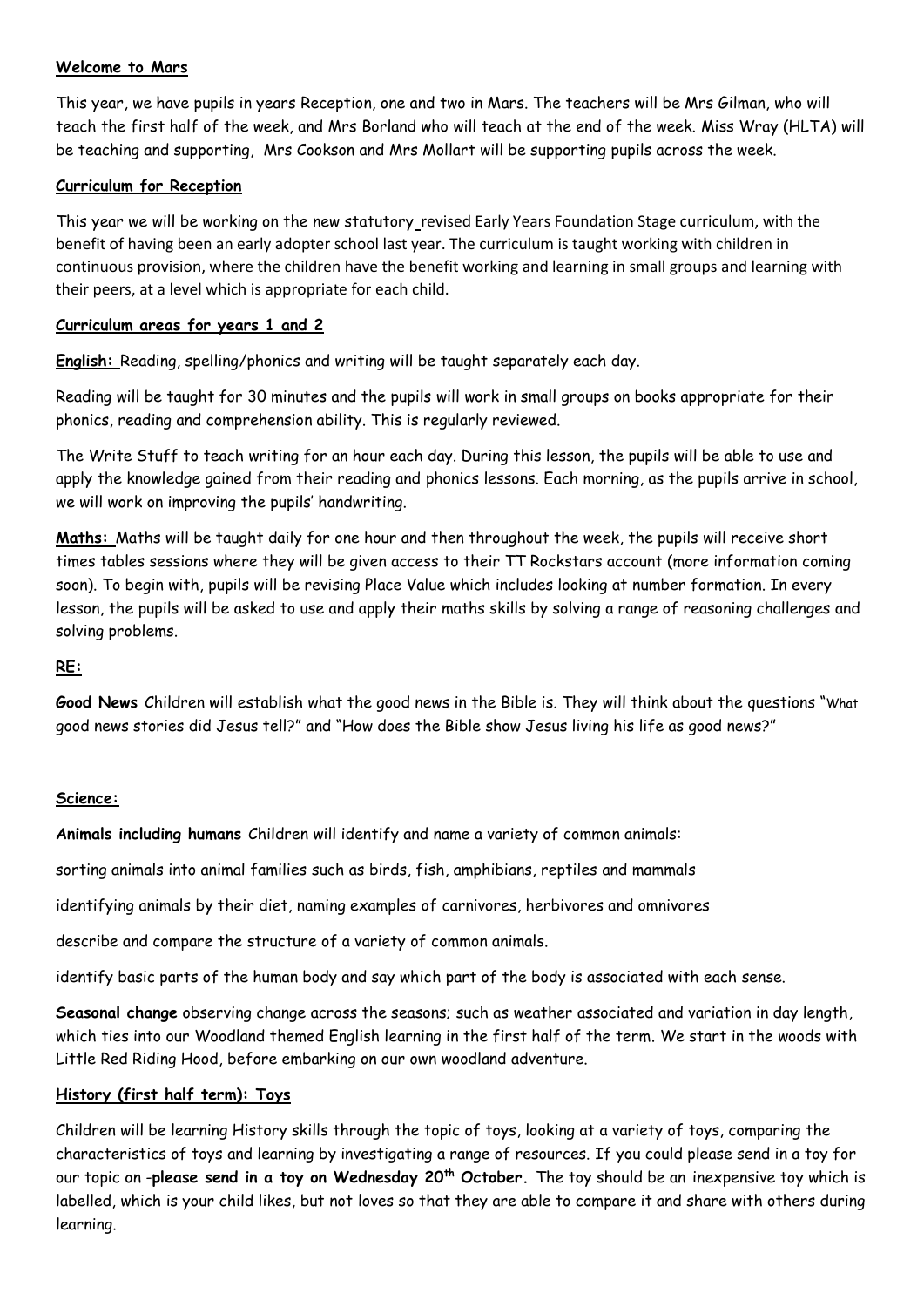**Welcome to Mars**

This year, we have pupils in years Reception, one and two in Mars. The teachers will be Mrs Gilman, who will teach the first half of the week, and Mrs Borland who will teach at the end of the week. Miss Wray (HLTA) will be teaching and supporting, Mrs Cookson and Mrs Mollart will be supporting pupils across the week.

**Curriculum for Reception**

This year we will be working on the new statutory revised Early Years Foundation Stage curriculum, with the benefit of having been an early adopter school last year. The curriculum is taught working with children in continuous provision, where the children have the benefit working and learning in small groups and learning with their peers, at a level which is appropriate for each child.

**Curriculum areas for years 1 and 2**

**English:** Reading, spelling/phonics and writing will be taught separately each day.

Reading will be taught for 30 minutes and the pupils will work in small groups on books appropriate for their phonics, reading and comprehension ability. This is regularly reviewed.

The Write Stuff to teach writing for an hour each day. During this lesson, the pupils will be able to use and apply the knowledge gained from their reading and phonics lessons. Each morning, as the pupils arrive in school, we will work on improving the pupils' handwriting.

**Maths:** Maths will be taught daily for one hour and then throughout the week, the pupils will receive short times tables sessions where they will be given access to their TT Rockstars account (more information coming soon). To begin with, pupils will be revising Place Value which includes looking at number formation. In every lesson, the pupils will be asked to use and apply their maths skills by solving a range of reasoning challenges and solving problems.

**RE:**

**Good News** Children will establish what the good news in the Bible is. They will think about the questions "What good news stories did Jesus tell?" and "How does the Bible show Jesus living his life as good news?"

**Science:**

**Animals including humans** Children will identify and name a variety of common animals:

sorting animals into animal families such as birds, fish, amphibians, reptiles and mammals

identifying animals by their diet, naming examples of carnivores, herbivores and omnivores

describe and compare the structure of a variety of common animals.

identify basic parts of the human body and say which part of the body is associated with each sense.

**Seasonal change** observing change across the seasons; such as weather associated and variation in day length, which ties into our Woodland themed English learning in the first half of the term. We start in the woods with Little Red Riding Hood, before embarking on our own woodland adventure.

**History (first half term): Toys**

Children will be learning History skills through the topic of toys, looking at a variety of toys, comparing the characteristics of toys and learning by investigating a range of resources. If you could please send in a toy for our topic on -**please send in a toy on Wednesday 20th October.** The toy should be an inexpensive toy which is labelled, which is your child likes, but not loves so that they are able to compare it and share with others during learning.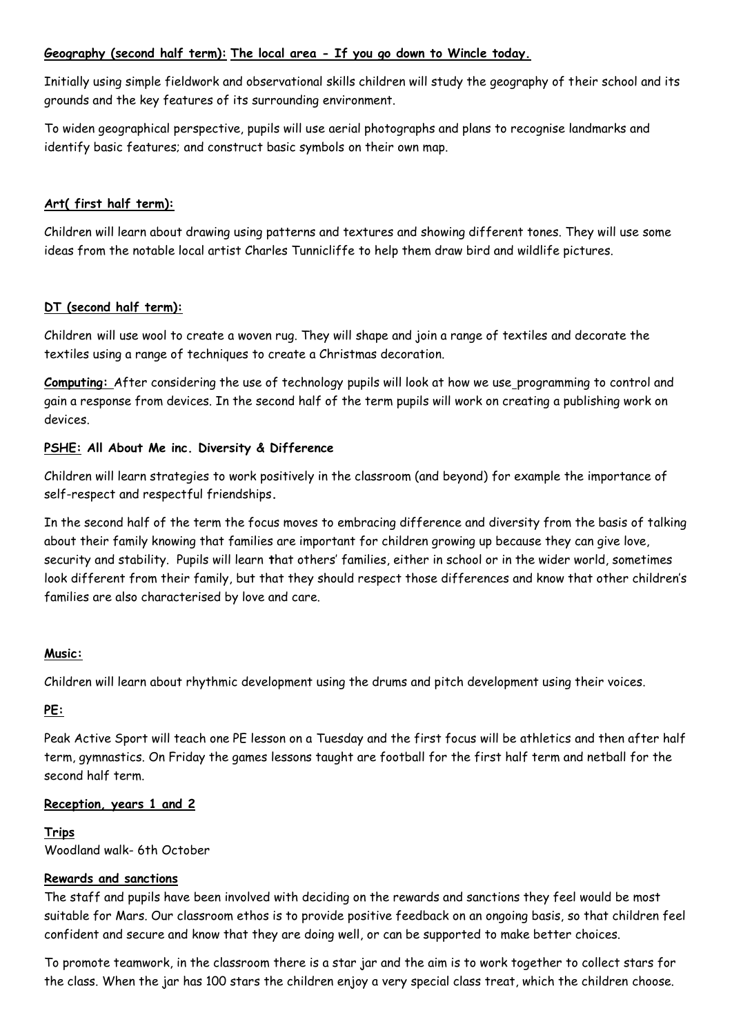**Geography (second half term): The local area - If you go down to Wincle today.**

Initially using simple fieldwork and observational skills children will study the geography of their school and its grounds and the key features of its surrounding environment.

To widen geographical perspective, pupils will use aerial photographs and plans to recognise landmarks and identify basic features; and construct basic symbols on their own map.

**Art( first half term):**

Children will learn about drawing using patterns and textures and showing different tones. They will use some ideas from the notable local artist Charles Tunnicliffe to help them draw bird and wildlife pictures.

**DT (second half term):**

Children will use wool to create a woven rug. They will shape and join a range of textiles and decorate the textiles using a range of techniques to create a Christmas decoration.

**Computing:** After considering the use of technology pupils will look at how we use programming to control and gain a response from devices. In the second half of the term pupils will work on creating a publishing work on devices.

**PSHE: All About Me inc. Diversity & Difference**

Children will learn strategies to work positively in the classroom (and beyond) for example the importance of self-respect and respectful friendships.

In the second half of the term the focus moves to embracing difference and diversity from the basis of talking about their family knowing that families are important for children growing up because they can give love, security and stability. Pupils will learn that others' families, either in school or in the wider world, sometimes look different from their family, but that they should respect those differences and know that other children's families are also characterised by love and care.

**Music:**

Children will learn about rhythmic development using the drums and pitch development using their voices.

**PE:**

Peak Active Sport will teach one PE lesson on a Tuesday and the first focus will be athletics and then after half term, gymnastics. On Friday the games lessons taught are football for the first half term and netball for the second half term.

**Reception, years 1 and 2**

**Trips**

Woodland walk- 6th October

**Rewards and sanctions**

The staff and pupils have been involved with deciding on the rewards and sanctions they feel would be most suitable for Mars. Our classroom ethos is to provide positive feedback on an ongoing basis, so that children feel confident and secure and know that they are doing well, or can be supported to make better choices.

To promote teamwork, in the classroom there is a star jar and the aim is to work together to collect stars for the class. When the jar has 100 stars the children enjoy a very special class treat, which the children choose.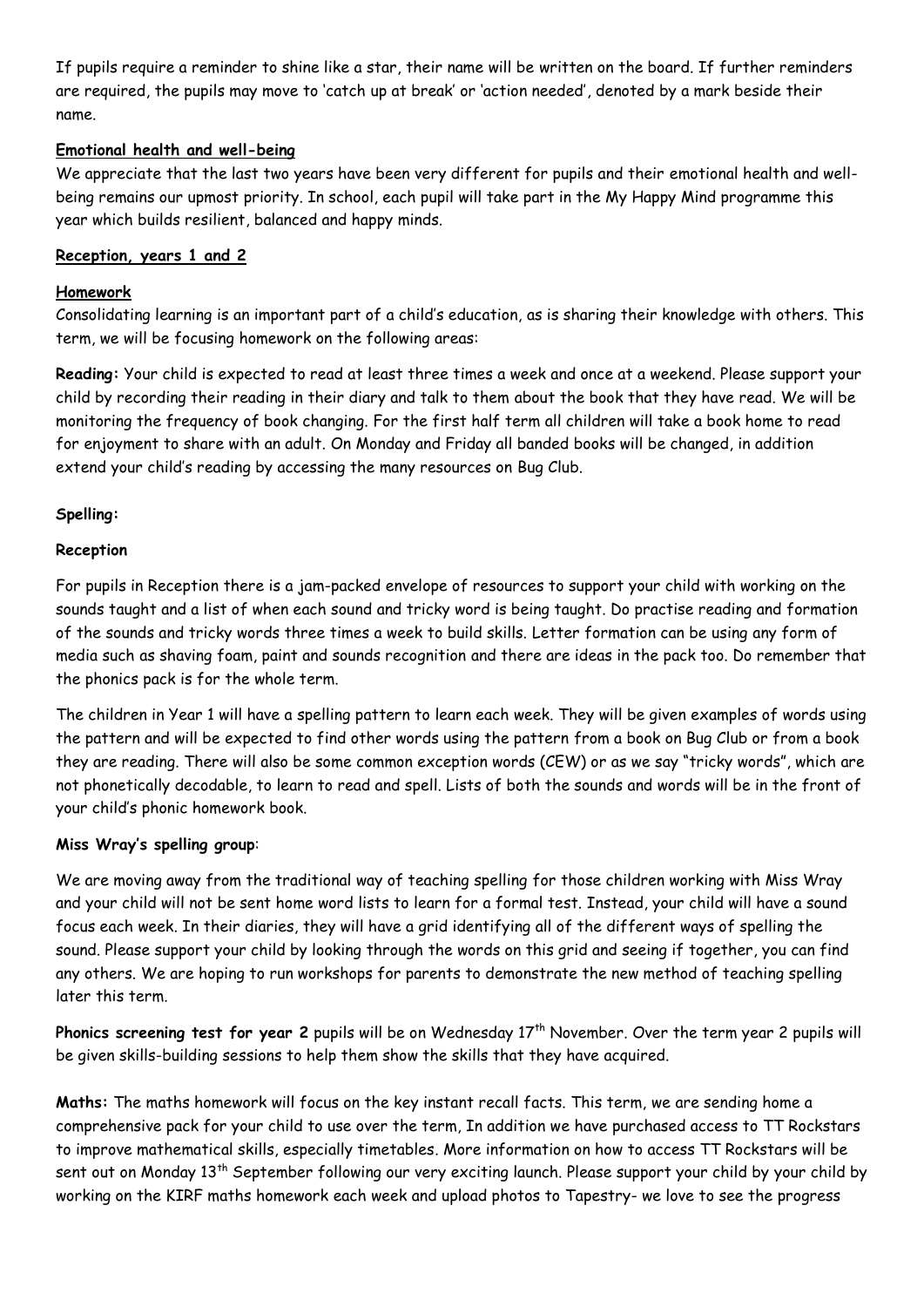If pupils require a reminder to shine like a star, their name will be written on the board. If further reminders are required, the pupils may move to 'catch up at break' or 'action needed', denoted by a mark beside their name.

**Emotional health and well-being**

We appreciate that the last two years have been very different for pupils and their emotional health and well-being remains our upmost priority. In school, each pupil will take part in the My Happy Mind programme this year which builds resilient, balanced and happy minds.

**Reception, years 1 and 2**

**Homework**

Consolidating learning is an important part of a child's education, as is sharing their knowledge with others. This term, we will be focusing homework on the following areas:

**Reading:** Your child is expected to read at least three times a week and once at a weekend. Please support your child by recording their reading in their diary and talk to them about the book that they have read. We will be monitoring the frequency of book changing. For the first half term all children will take a book home to read for enjoyment to share with an adult. On Monday and Friday all banded books will be changed, in addition extend your child's reading by accessing the many resources on Bug Club.

**Spelling:**

**Reception**

For pupils in Reception there is a jam-packed envelope of resources to support your child with working on the sounds taught and a list of when each sound and tricky word is being taught. Do practise reading and formation of the sounds and tricky words three times a week to build skills. Letter formation can be using any form of media such as shaving foam, paint and sounds recognition and there are ideas in the pack too. Do remember that the phonics pack is for the whole term.

The children in Year 1 will have a spelling pattern to learn each week. They will be given examples of words using the pattern and will be expected to find other words using the pattern from a book on Bug Club or from a book they are reading. There will also be some common exception words (CEW) or as we say "tricky words", which are not phonetically decodable, to learn to read and spell. Lists of both the sounds and words will be in the front of your child's phonic homework book.

**Miss Wray's spelling group**:

We are moving away from the traditional way of teaching spelling for those children working with Miss Wray and your child will not be sent home word lists to learn for a formal test. Instead, your child will have a sound focus each week. In their diaries, they will have a grid identifying all of the different ways of spelling the sound. Please support your child by looking through the words on this grid and seeing if together, you can find any others. We are hoping to run workshops for parents to demonstrate the new method of teaching spelling later this term.

**Phonics screening test for year 2** pupils will be on Wednesday 17th November. Over the term year 2 pupils will be given skills-building sessions to help them show the skills that they have acquired.

**Maths:** The maths homework will focus on the key instant recall facts. This term, we are sending home a comprehensive pack for your child to use over the term, In addition we have purchased access to TT Rockstars to improve mathematical skills, especially timetables. More information on how to access TT Rockstars will be sent out on Monday 13th September following our very exciting launch. Please support your child by your child by working on the KIRF maths homework each week and upload photos to Tapestry- we love to see the progress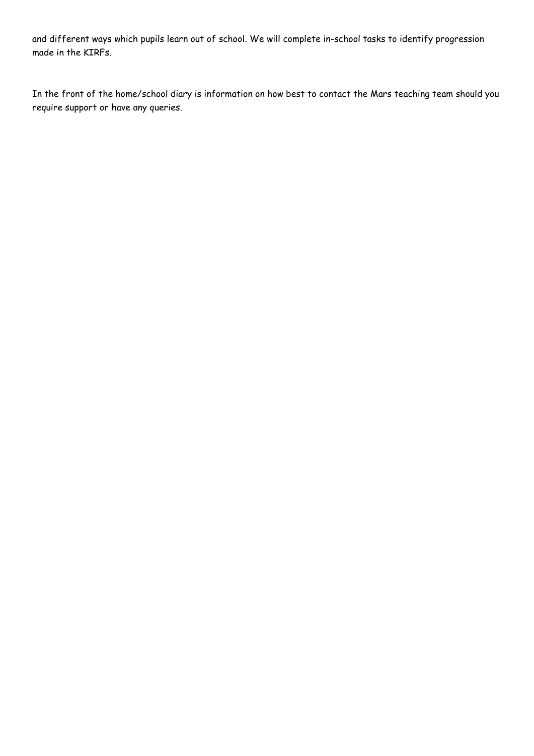and different ways which pupils learn out of school. We will complete in-school tasks to identify progression made in the KIRFs.

In the front of the home/school diary is information on how best to contact the Mars teaching team should you require support or have any queries.